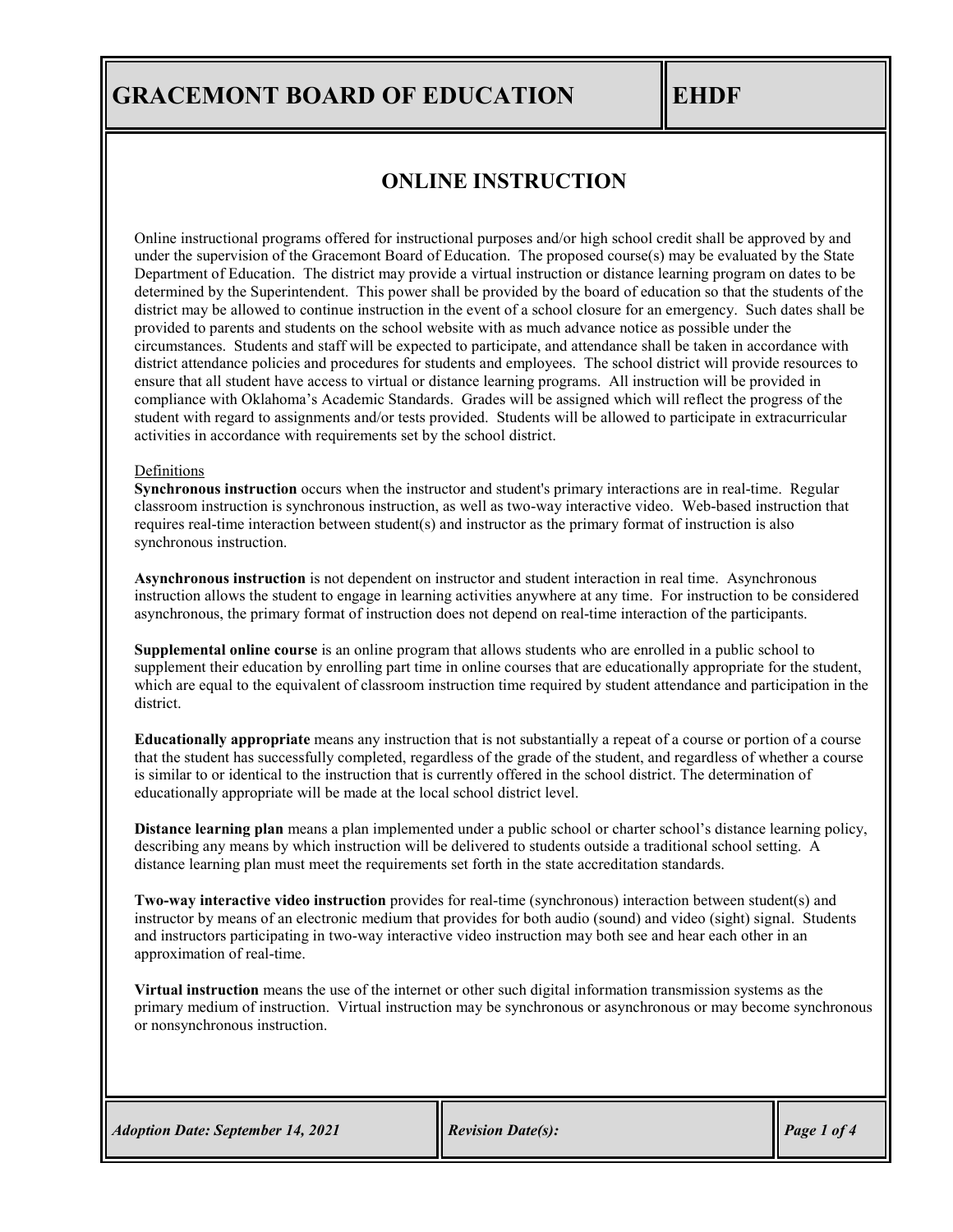# GRACEMONT BOARD OF EDUCATION

# EHDF

## ONLINE INSTRUCTION

Online instructional programs offered for instructional purposes and/or high school credit shall be approved by and under the supervision of the Gracemont Board of Education. The proposed course(s) may be evaluated by the State Department of Education. The district may provide a virtual instruction or distance learning program on dates to be determined by the Superintendent. This power shall be provided by the board of education so that the students of the district may be allowed to continue instruction in the event of a school closure for an emergency. Such dates shall be provided to parents and students on the school website with as much advance notice as possible under the circumstances. Students and staff will be expected to participate, and attendance shall be taken in accordance with district attendance policies and procedures for students and employees. The school district will provide resources to ensure that all student have access to virtual or distance learning programs. All instruction will be provided in compliance with Oklahoma's Academic Standards. Grades will be assigned which will reflect the progress of the student with regard to assignments and/or tests provided. Students will be allowed to participate in extracurricular activities in accordance with requirements set by the school district.

Definitions

**Synchronous instruction** occurs when the instructor and student's primary interactions are in real-time. Regular classroom instruction is synchronous instruction, as well as two-way interactive video. Web-based instruction that requires real-time interaction between student(s) and instructor as the primary format of instruction is also synchronous instruction.

**Asynchronous instruction** is not dependent on instructor and student interaction in real time. Asynchronous instruction allows the student to engage in learning activities anywhere at any time. For instruction to be considered asynchronous, the primary format of instruction does not depend on real-time interaction of the participants.

**Supplemental online course** is an online program that allows students who are enrolled in a public school to supplement their education by enrolling part time in online courses that are educationally appropriate for the student, which are equal to the equivalent of classroom instruction time required by student attendance and participation in the district.

**Educationally appropriate** means any instruction that is not substantially a repeat of a course or portion of a course that the student has successfully completed, regardless of the grade of the student, and regardless of whether a course is similar to or identical to the instruction that is currently offered in the school district. The determination of educationally appropriate will be made at the local school district level.

**Distance learning plan** means a plan implemented under a public school or charter school's distance learning policy, describing any means by which instruction will be delivered to students outside a traditional school setting. A distance learning plan must meet the requirements set forth in the state accreditation standards.

**Two-way interactive video instruction** provides for real-time (synchronous) interaction between student(s) and instructor by means of an electronic medium that provides for both audio (sound) and video (sight) signal. Students and instructors participating in two-way interactive video instruction may both see and hear each other in an approximation of real-time.

**Virtual instruction** means the use of the internet or other such digital information transmission systems as the primary medium of instruction. Virtual instruction may be synchronous or asynchronous or may become synchronous or nonsynchronous instruction.

*Adoption Date: September 14, 2021* | *Revision Date(s):*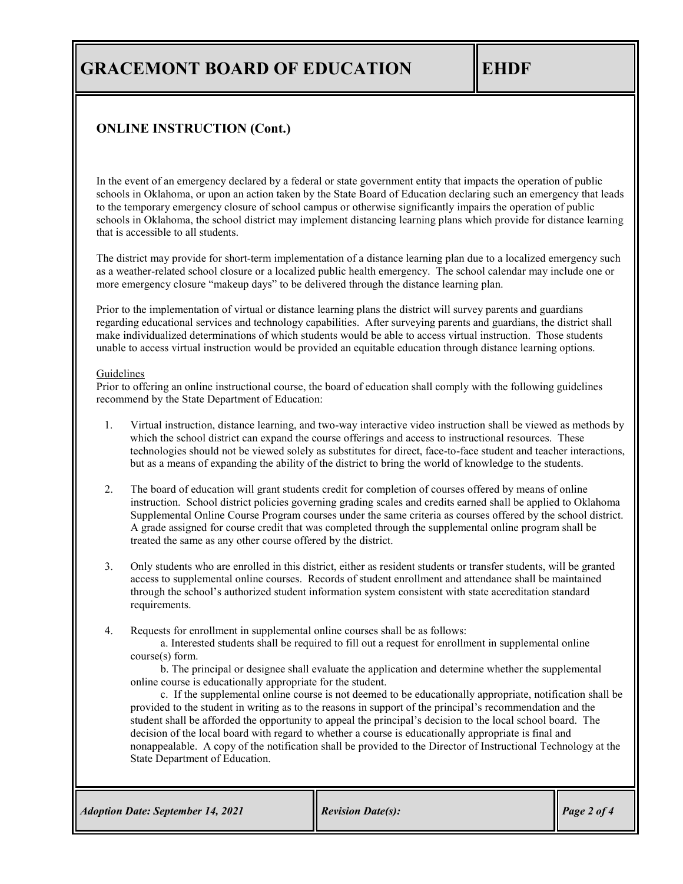## ONLINE INSTRUCTION (Cont.)

In the event of an emergency declared by a federal or state government entity that impacts the operation of public schools in Oklahoma, or upon an action taken by the State Board of Education declaring such an emergency that leads to the temporary emergency closure of school campus or otherwise significantly impairs the operation of public schools in Oklahoma, the school district may implement distancing learning plans which provide for distance learning that is accessible to all students.

The district may provide for short-term implementation of a distance learning plan due to a localized emergency such as a weather-related school closure or a localized public health emergency. The school calendar may include one or more emergency closure "makeup days" to be delivered through the distance learning plan.

Prior to the implementation of virtual or distance learning plans the district will survey parents and guardians regarding educational services and technology capabilities. After surveying parents and guardians, the district shall make individualized determinations of which students would be able to access virtual instruction. Those students unable to access virtual instruction would be provided an equitable education through distance learning options.

Guidelines

Prior to offering an online instructional course, the board of education shall comply with the following guidelines recommend by the State Department of Education:

1. Virtual instruction, distance learning, and two-way interactive video instruction shall be viewed as methods by which the school district can expand the course offerings and access to instructional resources. These technologies should not be viewed solely as substitutes for direct, face-to-face student and teacher interactions, but as a means of expanding the ability of the district to bring the world of knowledge to the students.

2. The board of education will grant students credit for completion of courses offered by means of online instruction. School district policies governing grading scales and credits earned shall be applied to Oklahoma Supplemental Online Course Program courses under the same criteria as courses offered by the school district. A grade assigned for course credit that was completed through the supplemental online program shall be treated the same as any other course offered by the district.

3. Only students who are enrolled in this district, either as resident students or transfer students, will be granted access to supplemental online courses. Records of student enrollment and attendance shall be maintained through the school's authorized student information system consistent with state accreditation standard requirements.

4. Requests for enrollment in supplemental online courses shall be as follows:

   a. Interested students shall be required to fill out a request for enrollment in supplemental online course(s) form.

   b. The principal or designee shall evaluate the application and determine whether the supplemental online course is educationally appropriate for the student.

   c. If the supplemental online course is not deemed to be educationally appropriate, notification shall be provided to the student in writing as to the reasons in support of the principal's recommendation and the student shall be afforded the opportunity to appeal the principal's decision to the local school board. The decision of the local board with regard to whether a course is educationally appropriate is final and nonappealable. A copy of the notification shall be provided to the Director of Instructional Technology at the State Department of Education.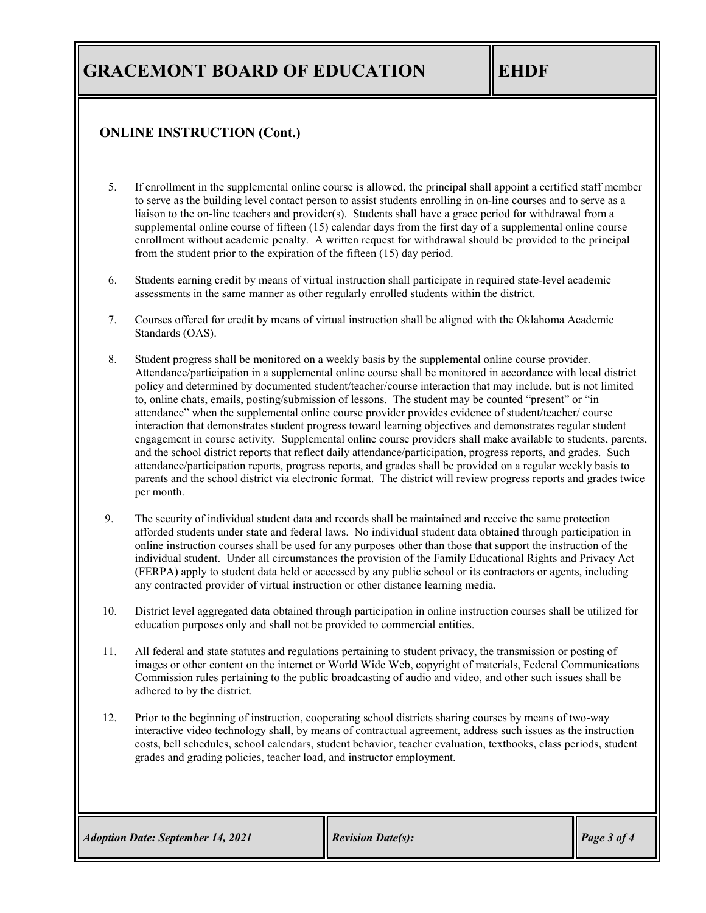## ONLINE INSTRUCTION (Cont.)

5. If enrollment in the supplemental online course is allowed, the principal shall appoint a certified staff member to serve as the building level contact person to assist students enrolling in on-line courses and to serve as a liaison to the on-line teachers and provider(s). Students shall have a grace period for withdrawal from a supplemental online course of fifteen (15) calendar days from the first day of a supplemental online course enrollment without academic penalty. A written request for withdrawal should be provided to the principal from the student prior to the expiration of the fifteen (15) day period.

6. Students earning credit by means of virtual instruction shall participate in required state-level academic assessments in the same manner as other regularly enrolled students within the district.

7. Courses offered for credit by means of virtual instruction shall be aligned with the Oklahoma Academic Standards (OAS).

8. Student progress shall be monitored on a weekly basis by the supplemental online course provider. Attendance/participation in a supplemental online course shall be monitored in accordance with local district policy and determined by documented student/teacher/course interaction that may include, but is not limited to, online chats, emails, posting/submission of lessons. The student may be counted "present" or "in attendance" when the supplemental online course provider provides evidence of student/teacher/ course interaction that demonstrates student progress toward learning objectives and demonstrates regular student engagement in course activity. Supplemental online course providers shall make available to students, parents, and the school district reports that reflect daily attendance/participation, progress reports, and grades. Such attendance/participation reports, progress reports, and grades shall be provided on a regular weekly basis to parents and the school district via electronic format. The district will review progress reports and grades twice per month.

9. The security of individual student data and records shall be maintained and receive the same protection afforded students under state and federal laws. No individual student data obtained through participation in online instruction courses shall be used for any purposes other than those that support the instruction of the individual student. Under all circumstances the provision of the Family Educational Rights and Privacy Act (FERPA) apply to student data held or accessed by any public school or its contractors or agents, including any contracted provider of virtual instruction or other distance learning media.

10. District level aggregated data obtained through participation in online instruction courses shall be utilized for education purposes only and shall not be provided to commercial entities.

11. All federal and state statutes and regulations pertaining to student privacy, the transmission or posting of images or other content on the internet or World Wide Web, copyright of materials, Federal Communications Commission rules pertaining to the public broadcasting of audio and video, and other such issues shall be adhered to by the district.

12. Prior to the beginning of instruction, cooperating school districts sharing courses by means of two-way interactive video technology shall, by means of contractual agreement, address such issues as the instruction costs, bell schedules, school calendars, student behavior, teacher evaluation, textbooks, class periods, student grades and grading policies, teacher load, and instructor employment.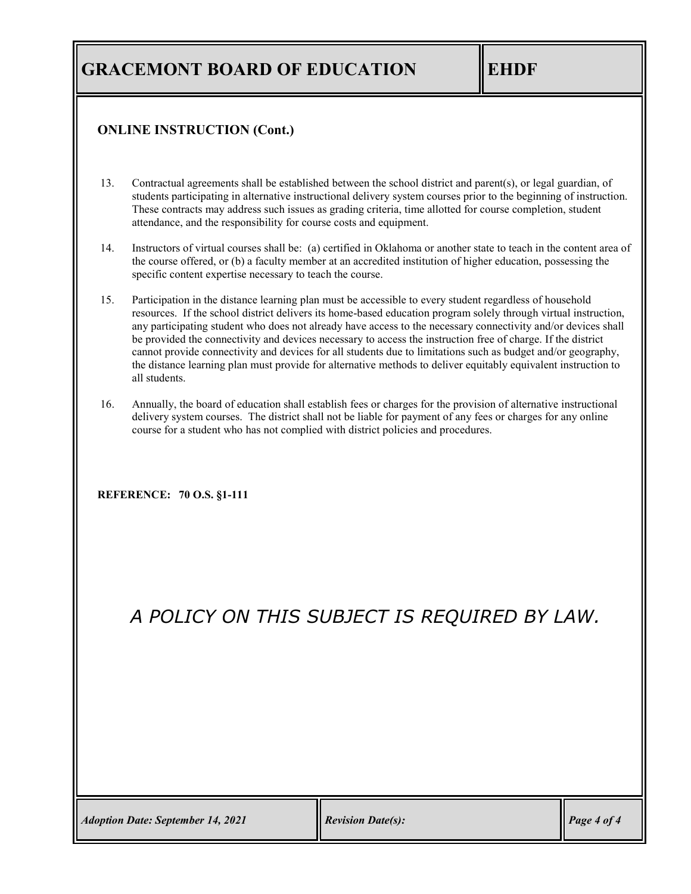**ONLINE INSTRUCTION (Cont.)**

13. Contractual agreements shall be established between the school district and parent(s), or legal guardian, of students participating in alternative instructional delivery system courses prior to the beginning of instruction. These contracts may address such issues as grading criteria, time allotted for course completion, student attendance, and the responsibility for course costs and equipment.

14. Instructors of virtual courses shall be: (a) certified in Oklahoma or another state to teach in the content area of the course offered, or (b) a faculty member at an accredited institution of higher education, possessing the specific content expertise necessary to teach the course.

15. Participation in the distance learning plan must be accessible to every student regardless of household resources. If the school district delivers its home-based education program solely through virtual instruction, any participating student who does not already have access to the necessary connectivity and/or devices shall be provided the connectivity and devices necessary to access the instruction free of charge. If the district cannot provide connectivity and devices for all students due to limitations such as budget and/or geography, the distance learning plan must provide for alternative methods to deliver equitably equivalent instruction to all students.

16. Annually, the board of education shall establish fees or charges for the provision of alternative instructional delivery system courses. The district shall not be liable for payment of any fees or charges for any online course for a student who has not complied with district policies and procedures.

**REFERENCE: 70 O.S. §1-111**

*A POLICY ON THIS SUBJECT IS REQUIRED BY LAW.*

*Adoption Date: September 14, 2021* | *Revision Date(s):*